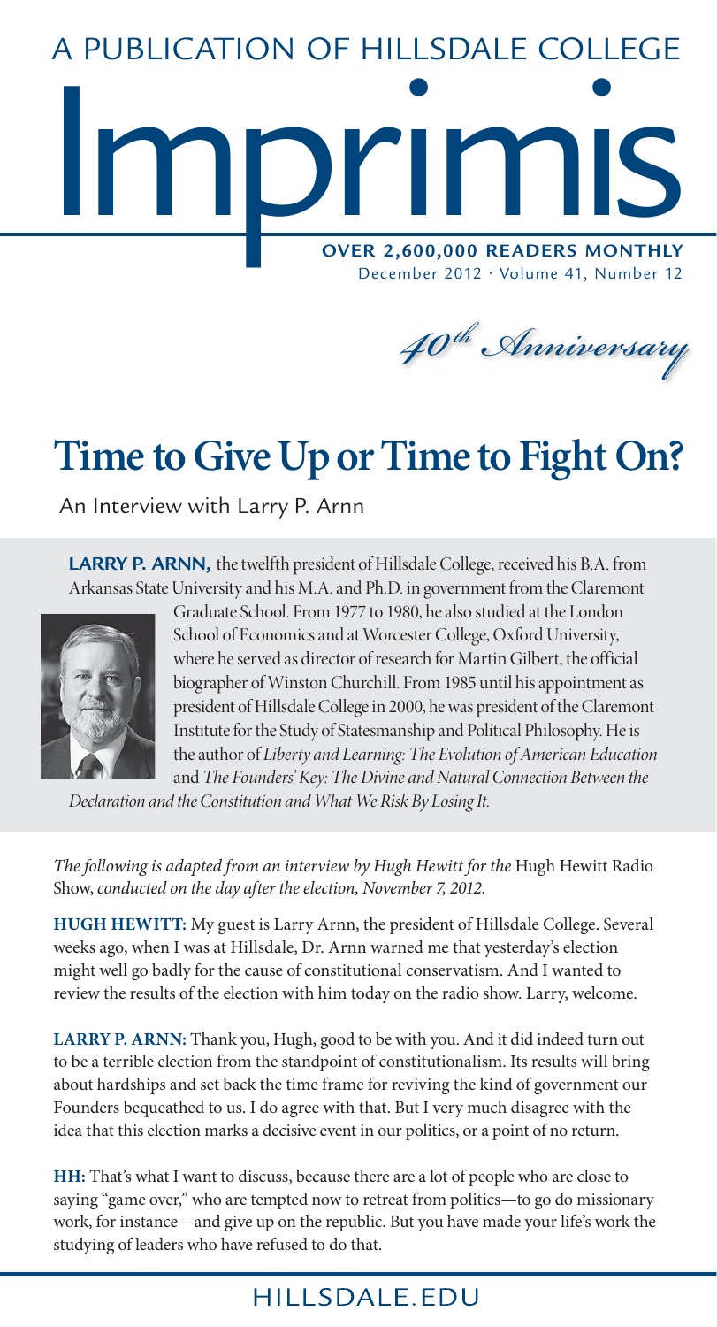A PUBLICATION OF HILLSDALE COLLEGE

# Imprimis

**OVER 2,600,000 READERS MONTHLY**

December 2012 · Volume 41, Number 12

*40th Anniversary*

## Time to Give Up or Time to Fight On?

An Interview with Larry P. Arnn

**LARRY P. ARNN,** the twelfth president of Hillsdale College, received his B.A. from Arkansas State University and his M.A. and Ph.D. in government from the Claremont Graduate School. From 1977 to 1980, he also studied at the London School of Economics and at Worcester College, Oxford University, where he served as director of research for Martin Gilbert, the official biographer of Winston Churchill. From 1985 until his appointment as president of Hillsdale College in 2000, he was president of the Claremont Institute for the Study of Statesmanship and Political Philosophy. He is the author of *Liberty and Learning: The Evolution of American Education* and *The Founders' Key: The Divine and Natural Connection Between the Declaration and the Constitution and What We Risk By Losing It.*

*The following is adapted from an interview by Hugh Hewitt for the* Hugh Hewitt Radio Show, *conducted on the day after the election, November 7, 2012.*

**HUGH HEWITT:** My guest is Larry Arnn, the president of Hillsdale College. Several weeks ago, when I was at Hillsdale, Dr. Arnn warned me that yesterday's election might well go badly for the cause of constitutional conservatism. And I wanted to review the results of the election with him today on the radio show. Larry, welcome.

**LARRY P. ARNN:** Thank you, Hugh, good to be with you. And it did indeed turn out to be a terrible election from the standpoint of constitutionalism. Its results will bring about hardships and set back the time frame for reviving the kind of government our Founders bequeathed to us. I do agree with that. But I very much disagree with the idea that this election marks a decisive event in our politics, or a point of no return.

**HH:** That's what I want to discuss, because there are a lot of people who are close to saying "game over," who are tempted now to retreat from politics—to go do missionary work, for instance—and give up on the republic. But you have made your life's work the studying of leaders who have refused to do that.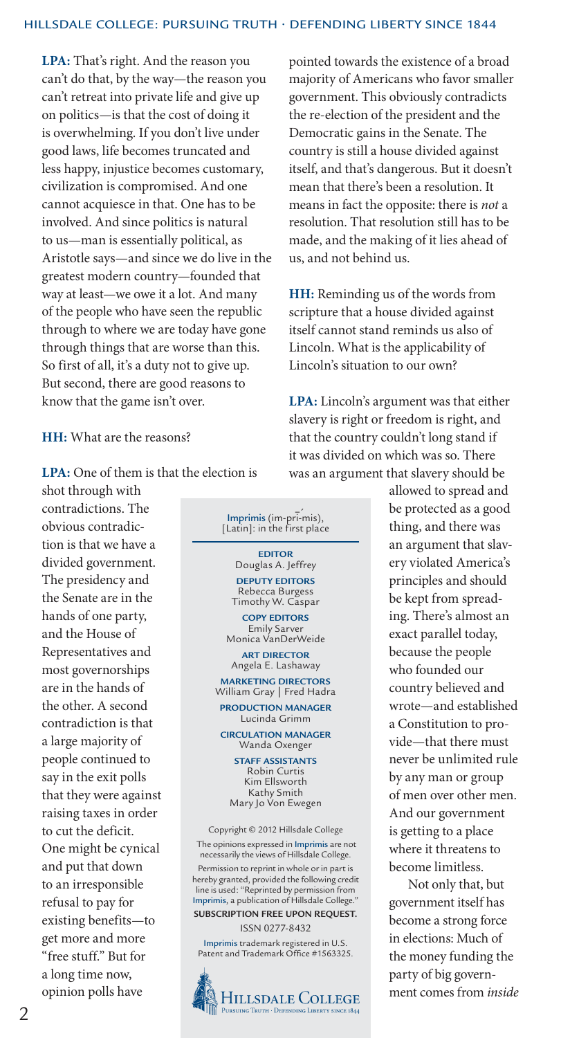**LPA:** That's right. And the reason you can't do that, by the way—the reason you can't retreat into private life and give up on politics—is that the cost of doing it is overwhelming. If you don't live under good laws, life becomes truncated and less happy, injustice becomes customary, civilization is compromised. And one cannot acquiesce in that. One has to be involved. And since politics is natural to us—man is essentially political, as Aristotle says—and since we do live in the greatest modern country—founded that way at least—we owe it a lot. And many of the people who have seen the republic through to where we are today have gone through things that are worse than this. So first of all, it's a duty not to give up. But second, there are good reasons to know that the game isn't over.

**HH:** What are the reasons?

**LPA:** One of them is that the election is shot through with contradictions. The obvious contradiction is that we have a divided government. The presidency and the Senate are in the hands of one party, and the House of Representatives and most governorships are in the hands of the other. A second contradiction is that a large majority of people continued to say in the exit polls that they were against raising taxes in order to cut the deficit. One might be cynical and put that down to an irresponsible refusal to pay for existing benefits—to get more and more "free stuff." But for a long time now, opinion polls have pointed towards the existence of a broad majority of Americans who favor smaller government. This obviously contradicts the re-election of the president and the Democratic gains in the Senate. The country is still a house divided against itself, and that's dangerous. But it doesn't mean that there's been a resolution. It means in fact the opposite: there is *not* a resolution. That resolution still has to be made, and the making of it lies ahead of us, and not behind us.

**HH:** Reminding us of the words from scripture that a house divided against itself cannot stand reminds us also of Lincoln. What is the applicability of Lincoln's situation to our own?

**LPA:** Lincoln's argument was that either slavery is right or freedom is right, and that the country couldn't long stand if it was divided on which was so. There was an argument that slavery should be allowed to spread and be protected as a good thing, and there was an argument that slavery violated America's principles and should be kept from spreading. There's almost an exact parallel today, because the people who founded our country believed and wrote—and established a Constitution to provide—that there must never be unlimited rule by any man or group of men over other men. And our government is getting to a place where it threatens to become limitless.

Not only that, but government itself has become a strong force in elections: Much of the money funding the party of big government comes from *inside*

---

**Imprimis** (im-prī-mis), [Latin]: in the first place

**EDITOR**
Douglas A. Jeffrey

**DEPUTY EDITORS**
Rebecca Burgess
Timothy W. Caspar

**COPY EDITORS**
Emily Sarver
Monica VanDerWeide

**ART DIRECTOR**
Angela E. Lashaway

**MARKETING DIRECTORS**
William Gray | Fred Hadra

**PRODUCTION MANAGER**
Lucinda Grimm

**CIRCULATION MANAGER**
Wanda Oxenger

**STAFF ASSISTANTS**
Robin Curtis
Kim Ellsworth
Kathy Smith
Mary Jo Von Ewegen

Copyright © 2012 Hillsdale College

The opinions expressed in Imprimis are not necessarily the views of Hillsdale College.

Permission to reprint in whole or in part is hereby granted, provided the following credit line is used: "Reprinted by permission from Imprimis, a publication of Hillsdale College."

**SUBSCRIPTION FREE UPON REQUEST.**

ISSN 0277-8432

Imprimis trademark registered in U.S. Patent and Trademark Office #1563325.

Hillsdale College — Pursuing Truth · Defending Liberty since 1844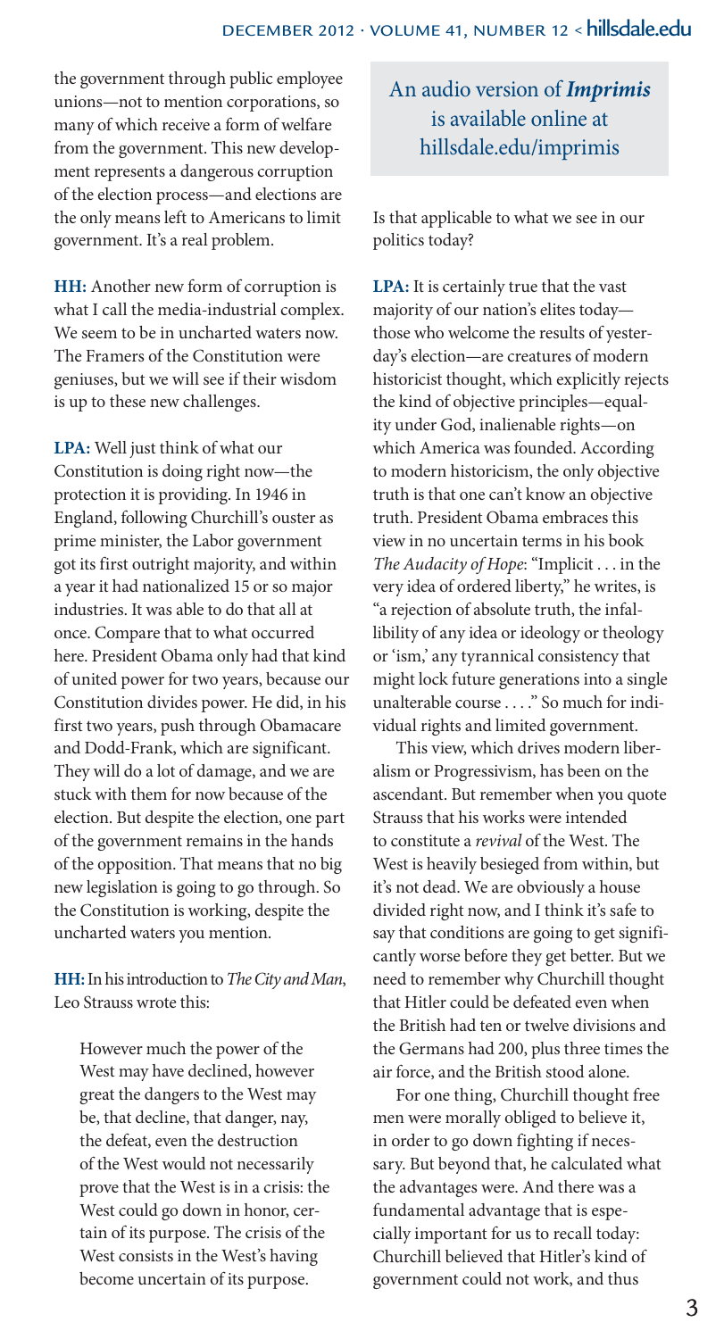the government through public employee unions—not to mention corporations, so many of which receive a form of welfare from the government. This new development represents a dangerous corruption of the election process—and elections are the only means left to Americans to limit government. It's a real problem.

**HH:** Another new form of corruption is what I call the media-industrial complex. We seem to be in uncharted waters now. The Framers of the Constitution were geniuses, but we will see if their wisdom is up to these new challenges.

**LPA:** Well just think of what our Constitution is doing right now—the protection it is providing. In 1946 in England, following Churchill's ouster as prime minister, the Labor government got its first outright majority, and within a year it had nationalized 15 or so major industries. It was able to do that all at once. Compare that to what occurred here. President Obama only had that kind of united power for two years, because our Constitution divides power. He did, in his first two years, push through Obamacare and Dodd-Frank, which are significant. They will do a lot of damage, and we are stuck with them for now because of the election. But despite the election, one part of the government remains in the hands of the opposition. That means that no big new legislation is going to go through. So the Constitution is working, despite the uncharted waters you mention.

**HH:** In his introduction to *The City and Man*, Leo Strauss wrote this:

> However much the power of the West may have declined, however great the dangers to the West may be, that decline, that danger, nay, the defeat, even the destruction of the West would not necessarily prove that the West is in a crisis: the West could go down in honor, certain of its purpose. The crisis of the West consists in the West's having become uncertain of its purpose.

An audio version of ***Imprimis*** is available online at hillsdale.edu/imprimis

Is that applicable to what we see in our politics today?

**LPA:** It is certainly true that the vast majority of our nation's elites today—those who welcome the results of yesterday's election—are creatures of modern historicist thought, which explicitly rejects the kind of objective principles—equality under God, inalienable rights—on which America was founded. According to modern historicism, the only objective truth is that one can't know an objective truth. President Obama embraces this view in no uncertain terms in his book *The Audacity of Hope*: "Implicit . . . in the very idea of ordered liberty," he writes, is "a rejection of absolute truth, the infallibility of any idea or ideology or theology or 'ism,' any tyrannical consistency that might lock future generations into a single unalterable course . . . ." So much for individual rights and limited government.

This view, which drives modern liberalism or Progressivism, has been on the ascendant. But remember when you quote Strauss that his works were intended to constitute a *revival* of the West. The West is heavily besieged from within, but it's not dead. We are obviously a house divided right now, and I think it's safe to say that conditions are going to get significantly worse before they get better. But we need to remember why Churchill thought that Hitler could be defeated even when the British had ten or twelve divisions and the Germans had 200, plus three times the air force, and the British stood alone.

For one thing, Churchill thought free men were morally obliged to believe it, in order to go down fighting if necessary. But beyond that, he calculated what the advantages were. And there was a fundamental advantage that is especially important for us to recall today: Churchill believed that Hitler's kind of government could not work, and thus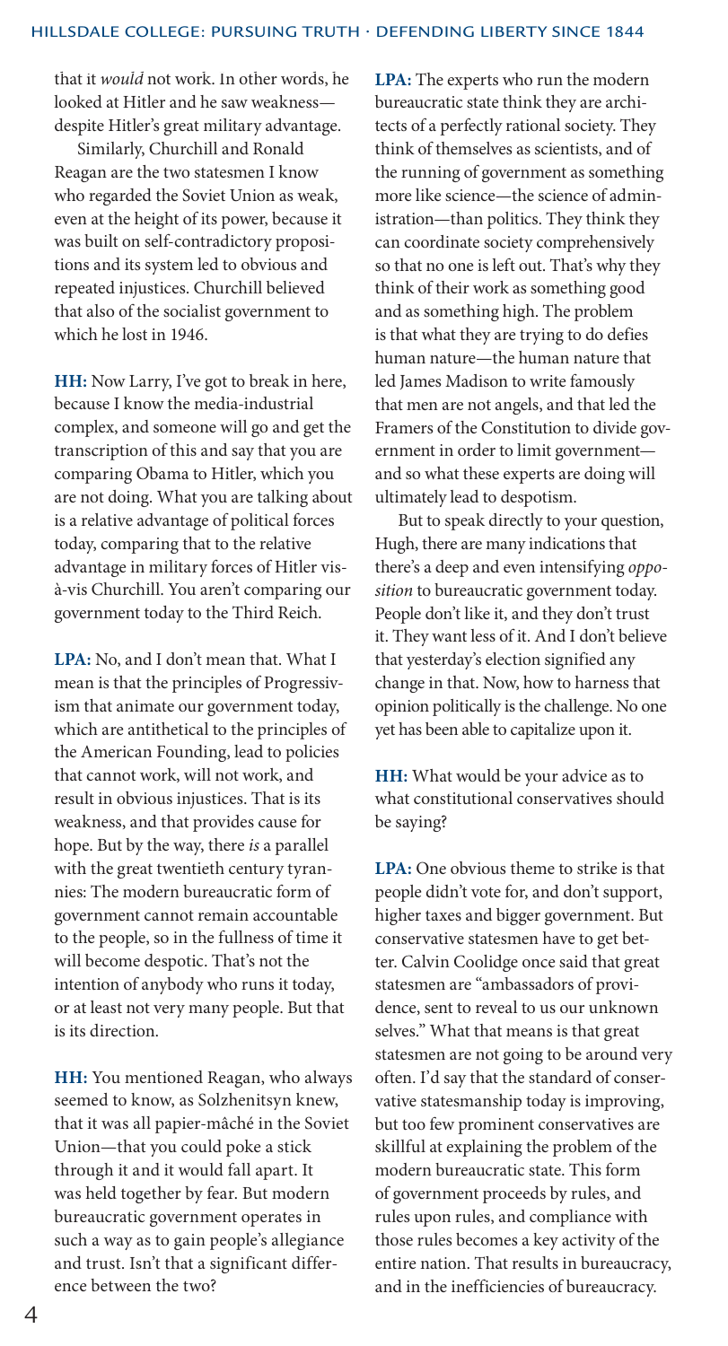that it *would* not work. In other words, he looked at Hitler and he saw weakness—despite Hitler's great military advantage.

Similarly, Churchill and Ronald Reagan are the two statesmen I know who regarded the Soviet Union as weak, even at the height of its power, because it was built on self-contradictory propositions and its system led to obvious and repeated injustices. Churchill believed that also of the socialist government to which he lost in 1946.

**HH:** Now Larry, I've got to break in here, because I know the media-industrial complex, and someone will go and get the transcription of this and say that you are comparing Obama to Hitler, which you are not doing. What you are talking about is a relative advantage of political forces today, comparing that to the relative advantage in military forces of Hitler vis-à-vis Churchill. You aren't comparing our government today to the Third Reich.

**LPA:** No, and I don't mean that. What I mean is that the principles of Progressivism that animate our government today, which are antithetical to the principles of the American Founding, lead to policies that cannot work, will not work, and result in obvious injustices. That is its weakness, and that provides cause for hope. But by the way, there *is* a parallel with the great twentieth century tyrannies: The modern bureaucratic form of government cannot remain accountable to the people, so in the fullness of time it will become despotic. That's not the intention of anybody who runs it today, or at least not very many people. But that is its direction.

**HH:** You mentioned Reagan, who always seemed to know, as Solzhenitsyn knew, that it was all papier-mâché in the Soviet Union—that you could poke a stick through it and it would fall apart. It was held together by fear. But modern bureaucratic government operates in such a way as to gain people's allegiance and trust. Isn't that a significant difference between the two?

**LPA:** The experts who run the modern bureaucratic state think they are architects of a perfectly rational society. They think of themselves as scientists, and of the running of government as something more like science—the science of administration—than politics. They think they can coordinate society comprehensively so that no one is left out. That's why they think of their work as something good and as something high. The problem is that what they are trying to do defies human nature—the human nature that led James Madison to write famously that men are not angels, and that led the Framers of the Constitution to divide government in order to limit government—and so what these experts are doing will ultimately lead to despotism.

But to speak directly to your question, Hugh, there are many indications that there's a deep and even intensifying *opposition* to bureaucratic government today. People don't like it, and they don't trust it. They want less of it. And I don't believe that yesterday's election signified any change in that. Now, how to harness that opinion politically is the challenge. No one yet has been able to capitalize upon it.

**HH:** What would be your advice as to what constitutional conservatives should be saying?

**LPA:** One obvious theme to strike is that people didn't vote for, and don't support, higher taxes and bigger government. But conservative statesmen have to get better. Calvin Coolidge once said that great statesmen are "ambassadors of providence, sent to reveal to us our unknown selves." What that means is that great statesmen are not going to be around very often. I'd say that the standard of conservative statesmanship today is improving, but too few prominent conservatives are skillful at explaining the problem of the modern bureaucratic state. This form of government proceeds by rules, and rules upon rules, and compliance with those rules becomes a key activity of the entire nation. That results in bureaucracy, and in the inefficiencies of bureaucracy.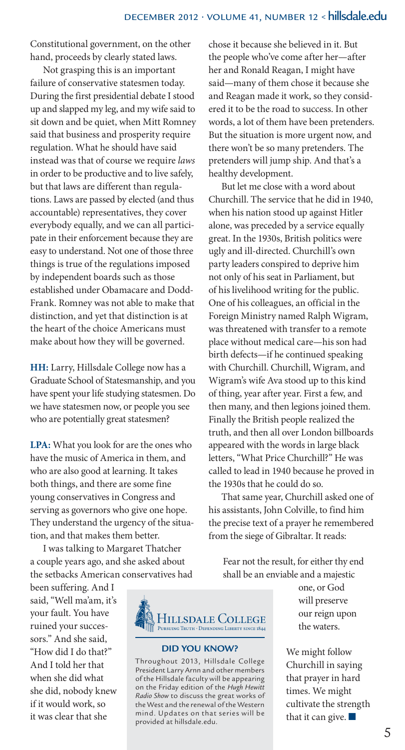Constitutional government, on the other hand, proceeds by clearly stated laws.

Not grasping this is an important failure of conservative statesmen today. During the first presidential debate I stood up and slapped my leg, and my wife said to sit down and be quiet, when Mitt Romney said that business and prosperity require regulation. What he should have said instead was that of course we require *laws* in order to be productive and to live safely, but that laws are different than regulations. Laws are passed by elected (and thus accountable) representatives, they cover everybody equally, and we can all participate in their enforcement because they are easy to understand. Not one of those three things is true of the regulations imposed by independent boards such as those established under Obamacare and Dodd-Frank. Romney was not able to make that distinction, and yet that distinction is at the heart of the choice Americans must make about how they will be governed.

**HH:** Larry, Hillsdale College now has a Graduate School of Statesmanship, and you have spent your life studying statesmen. Do we have statesmen now, or people you see who are potentially great statesmen?

**LPA:** What you look for are the ones who have the music of America in them, and who are also good at learning. It takes both things, and there are some fine young conservatives in Congress and serving as governors who give one hope. They understand the urgency of the situation, and that makes them better.

I was talking to Margaret Thatcher a couple years ago, and she asked about the setbacks American conservatives had been suffering. And I said, "Well ma'am, it's your fault. You have ruined your successors." And she said, "How did I do that?" And I told her that when she did what she did, nobody knew if it would work, so it was clear that she chose it because she believed in it. But the people who've come after her—after her and Ronald Reagan, I might have said—many of them chose it because she and Reagan made it work, so they considered it to be the road to success. In other words, a lot of them have been pretenders. But the situation is more urgent now, and there won't be so many pretenders. The pretenders will jump ship. And that's a healthy development.

But let me close with a word about Churchill. The service that he did in 1940, when his nation stood up against Hitler alone, was preceded by a service equally great. In the 1930s, British politics were ugly and ill-directed. Churchill's own party leaders conspired to deprive him not only of his seat in Parliament, but of his livelihood writing for the public. One of his colleagues, an official in the Foreign Ministry named Ralph Wigram, was threatened with transfer to a remote place without medical care—his son had birth defects—if he continued speaking with Churchill. Churchill, Wigram, and Wigram's wife Ava stood up to this kind of thing, year after year. First a few, and then many, and then legions joined them. Finally the British people realized the truth, and then all over London billboards appeared with the words in large black letters, "What Price Churchill?" He was called to lead in 1940 because he proved in the 1930s that he could do so.

That same year, Churchill asked one of his assistants, John Colville, to find him the precise text of a prayer he remembered from the siege of Gibraltar. It reads:

> Fear not the result, for either thy end shall be an enviable and a majestic one, or God will preserve our reign upon the waters.

We might follow Churchill in saying that prayer in hard times. We might cultivate the strength that it can give. ■

---

**Hillsdale College**
Pursuing Truth · Defending Liberty since 1844

**DID YOU KNOW?**

Throughout 2013, Hillsdale College President Larry Arnn and other members of the Hillsdale faculty will be appearing on the Friday edition of the *Hugh Hewitt Radio Show* to discuss the great works of the West and the renewal of the Western mind. Updates on that series will be provided at hillsdale.edu.